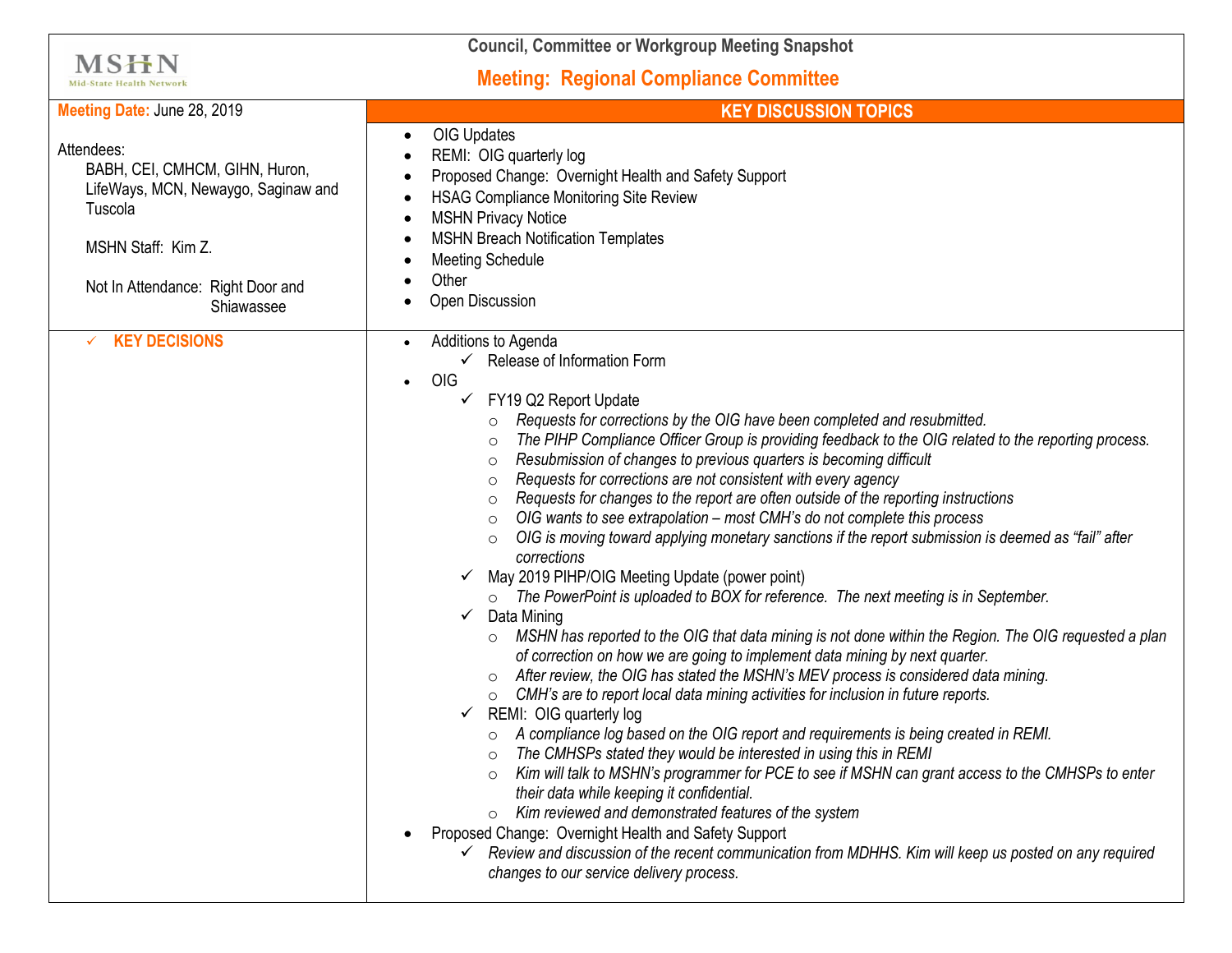MSHN Mid-State Health Network

## Council, Committee or Workgroup Meeting Snapshot

## Meeting: Regional Compliance Committee

| **Meeting Date:** June 28, 2019<br><br>Attendees:<br>BABH, CEI, CMHCM, GIHN, Huron, LifeWays, MCN, Newaygo, Saginaw and Tuscola<br><br>MSHN Staff: Kim Z.<br><br>Not In Attendance: Right Door and Shiawassee | **KEY DISCUSSION TOPICS**<br><br>• OIG Updates<br>• REMI: OIG quarterly log<br>• Proposed Change: Overnight Health and Safety Support<br>• HSAG Compliance Monitoring Site Review<br>• MSHN Privacy Notice<br>• MSHN Breach Notification Templates<br>• Meeting Schedule<br>• Other<br>• Open Discussion |
|---|---|
| ✓ **KEY DECISIONS** | • Additions to Agenda<br>&nbsp;&nbsp;✓ Release of Information Form<br>• OIG<br>&nbsp;&nbsp;✓ FY19 Q2 Report Update<br>&nbsp;&nbsp;&nbsp;&nbsp;○ *Requests for corrections by the OIG have been completed and resubmitted.*<br>&nbsp;&nbsp;&nbsp;&nbsp;○ *The PIHP Compliance Officer Group is providing feedback to the OIG related to the reporting process.*<br>&nbsp;&nbsp;&nbsp;&nbsp;○ *Resubmission of changes to previous quarters is becoming difficult*<br>&nbsp;&nbsp;&nbsp;&nbsp;○ *Requests for corrections are not consistent with every agency*<br>&nbsp;&nbsp;&nbsp;&nbsp;○ *Requests for changes to the report are often outside of the reporting instructions*<br>&nbsp;&nbsp;&nbsp;&nbsp;○ *OIG wants to see extrapolation – most CMH's do not complete this process*<br>&nbsp;&nbsp;&nbsp;&nbsp;○ *OIG is moving toward applying monetary sanctions if the report submission is deemed as "fail" after corrections*<br>&nbsp;&nbsp;✓ May 2019 PIHP/OIG Meeting Update (power point)<br>&nbsp;&nbsp;&nbsp;&nbsp;○ *The PowerPoint is uploaded to BOX for reference. The next meeting is in September.*<br>&nbsp;&nbsp;✓ Data Mining<br>&nbsp;&nbsp;&nbsp;&nbsp;○ *MSHN has reported to the OIG that data mining is not done within the Region. The OIG requested a plan of correction on how we are going to implement data mining by next quarter.*<br>&nbsp;&nbsp;&nbsp;&nbsp;○ *After review, the OIG has stated the MSHN's MEV process is considered data mining.*<br>&nbsp;&nbsp;&nbsp;&nbsp;○ *CMH's are to report local data mining activities for inclusion in future reports.*<br>&nbsp;&nbsp;✓ REMI: OIG quarterly log<br>&nbsp;&nbsp;&nbsp;&nbsp;○ *A compliance log based on the OIG report and requirements is being created in REMI.*<br>&nbsp;&nbsp;&nbsp;&nbsp;○ *The CMHSPs stated they would be interested in using this in REMI*<br>&nbsp;&nbsp;&nbsp;&nbsp;○ *Kim will talk to MSHN's programmer for PCE to see if MSHN can grant access to the CMHSPs to enter their data while keeping it confidential.*<br>&nbsp;&nbsp;&nbsp;&nbsp;○ *Kim reviewed and demonstrated features of the system*<br>• Proposed Change: Overnight Health and Safety Support<br>&nbsp;&nbsp;✓ *Review and discussion of the recent communication from MDHHS. Kim will keep us posted on any required changes to our service delivery process.* |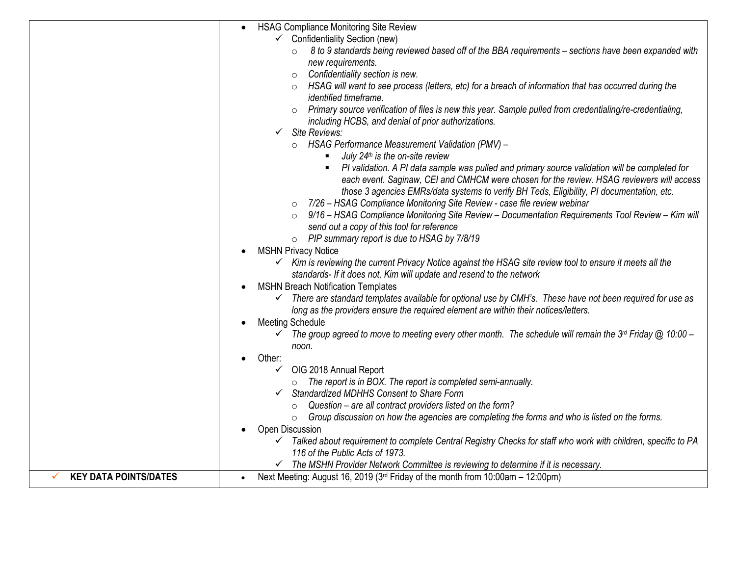| | |
|---|---|
| | <ul><li>HSAG Compliance Monitoring Site Review<ul><li>✓ Confidentiality Section (new)<ul><li>*8 to 9 standards being reviewed based off of the BBA requirements – sections have been expanded with new requirements.*</li><li>*Confidentiality section is new.*</li><li>*HSAG will want to see process (letters, etc) for a breach of information that has occurred during the identified timeframe.*</li><li>*Primary source verification of files is new this year. Sample pulled from credentialing/re-credentialing, including HCBS, and denial of prior authorizations.*</li></ul></li><li>✓ *Site Reviews:*<ul><li>*HSAG Performance Measurement Validation (PMV) –*<ul><li>*July 24th is the on-site review*</li><li>*PI validation. A PI data sample was pulled and primary source validation will be completed for each event. Saginaw, CEI and CMHCM were chosen for the review. HSAG reviewers will access those 3 agencies EMRs/data systems to verify BH Teds, Eligibility, PI documentation, etc.*</li></ul></li><li>*7/26 – HSAG Compliance Monitoring Site Review - case file review webinar*</li><li>*9/16 – HSAG Compliance Monitoring Site Review – Documentation Requirements Tool Review – Kim will send out a copy of this tool for reference*</li><li>*PIP summary report is due to HSAG by 7/8/19*</li></ul></li></ul></li><li>MSHN Privacy Notice<ul><li>✓ *Kim is reviewing the current Privacy Notice against the HSAG site review tool to ensure it meets all the standards- If it does not, Kim will update and resend to the network*</li></ul></li><li>MSHN Breach Notification Templates<ul><li>✓ *There are standard templates available for optional use by CMH's. These have not been required for use as long as the providers ensure the required element are within their notices/letters.*</li></ul></li><li>Meeting Schedule<ul><li>✓ *The group agreed to move to meeting every other month. The schedule will remain the 3rd Friday @ 10:00 – noon.*</li></ul></li><li>Other:<ul><li>✓ OIG 2018 Annual Report<ul><li>*The report is in BOX. The report is completed semi-annually.*</li></ul></li><li>✓ *Standardized MDHHS Consent to Share Form*<ul><li>*Question – are all contract providers listed on the form?*</li><li>*Group discussion on how the agencies are completing the forms and who is listed on the forms.*</li></ul></li></ul></li><li>Open Discussion<ul><li>✓ *Talked about requirement to complete Central Registry Checks for staff who work with children, specific to PA 116 of the Public Acts of 1973.*</li><li>✓ *The MSHN Provider Network Committee is reviewing to determine if it is necessary.*</li></ul></li></ul> |
| ✓ **KEY DATA POINTS/DATES** | <ul><li>Next Meeting: August 16, 2019 (3rd Friday of the month from 10:00am – 12:00pm)</li></ul> |